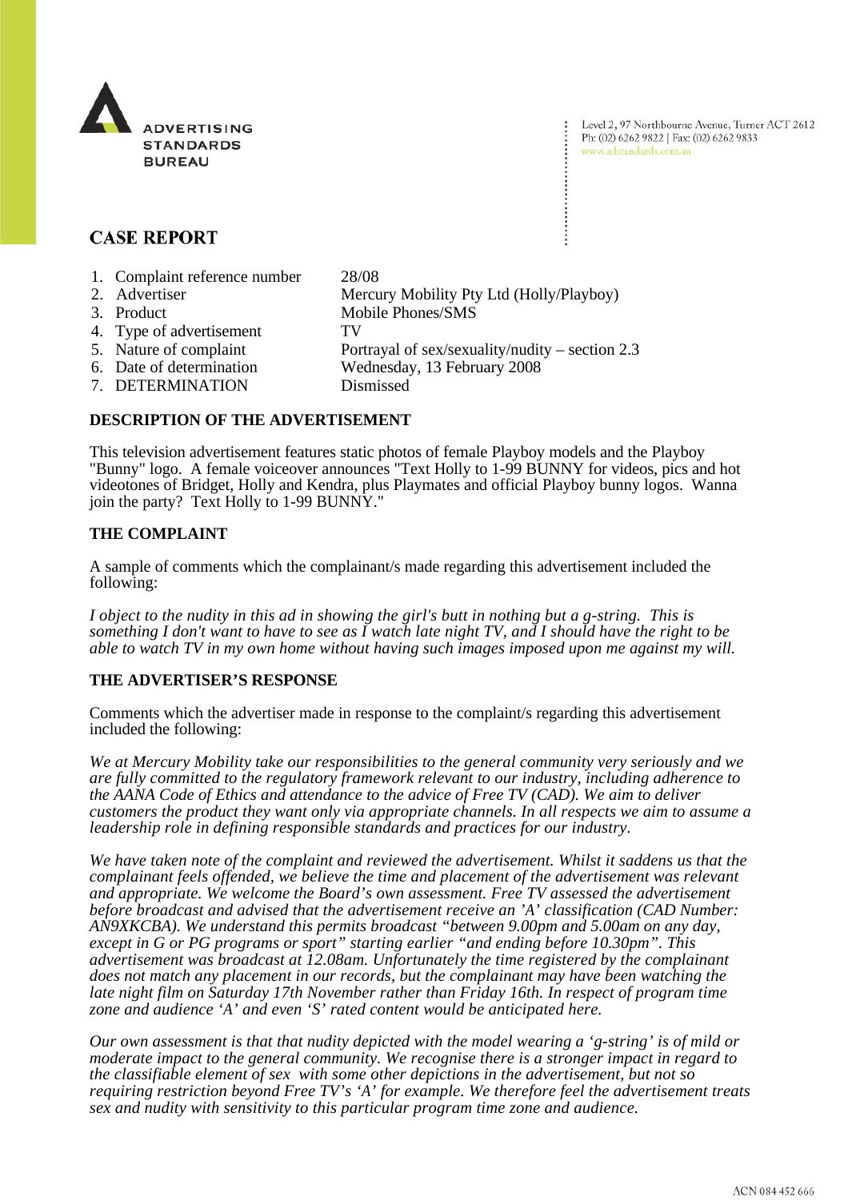ADVERTISING STANDARDS BUREAU

Level 2, 97 Northbourne Avenue, Turner ACT 2612
Ph: (02) 6262 9822 | Fax: (02) 6262 9833
www.adstandards.com.au

# CASE REPORT

1. Complaint reference number 28/08
2. Advertiser Mercury Mobility Pty Ltd (Holly/Playboy)
3. Product Mobile Phones/SMS
4. Type of advertisement TV
5. Nature of complaint Portrayal of sex/sexuality/nudity – section 2.3
6. Date of determination Wednesday, 13 February 2008
7. DETERMINATION Dismissed

## DESCRIPTION OF THE ADVERTISEMENT

This television advertisement features static photos of female Playboy models and the Playboy "Bunny" logo. A female voiceover announces "Text Holly to 1-99 BUNNY for videos, pics and hot videotones of Bridget, Holly and Kendra, plus Playmates and official Playboy bunny logos. Wanna join the party? Text Holly to 1-99 BUNNY."

## THE COMPLAINT

A sample of comments which the complainant/s made regarding this advertisement included the following:

*I object to the nudity in this ad in showing the girl's butt in nothing but a g-string. This is something I don't want to have to see as I watch late night TV, and I should have the right to be able to watch TV in my own home without having such images imposed upon me against my will.*

## THE ADVERTISER'S RESPONSE

Comments which the advertiser made in response to the complaint/s regarding this advertisement included the following:

*We at Mercury Mobility take our responsibilities to the general community very seriously and we are fully committed to the regulatory framework relevant to our industry, including adherence to the AANA Code of Ethics and attendance to the advice of Free TV (CAD). We aim to deliver customers the product they want only via appropriate channels. In all respects we aim to assume a leadership role in defining responsible standards and practices for our industry.*

*We have taken note of the complaint and reviewed the advertisement. Whilst it saddens us that the complainant feels offended, we believe the time and placement of the advertisement was relevant and appropriate. We welcome the Board's own assessment. Free TV assessed the advertisement before broadcast and advised that the advertisement receive an 'A' classification (CAD Number: AN9XKCBA). We understand this permits broadcast "between 9.00pm and 5.00am on any day, except in G or PG programs or sport" starting earlier "and ending before 10.30pm". This advertisement was broadcast at 12.08am. Unfortunately the time registered by the complainant does not match any placement in our records, but the complainant may have been watching the late night film on Saturday 17th November rather than Friday 16th. In respect of program time zone and audience 'A' and even 'S' rated content would be anticipated here.*

*Our own assessment is that that nudity depicted with the model wearing a 'g-string' is of mild or moderate impact to the general community. We recognise there is a stronger impact in regard to the classifiable element of sex with some other depictions in the advertisement, but not so requiring restriction beyond Free TV's 'A' for example. We therefore feel the advertisement treats sex and nudity with sensitivity to this particular program time zone and audience.*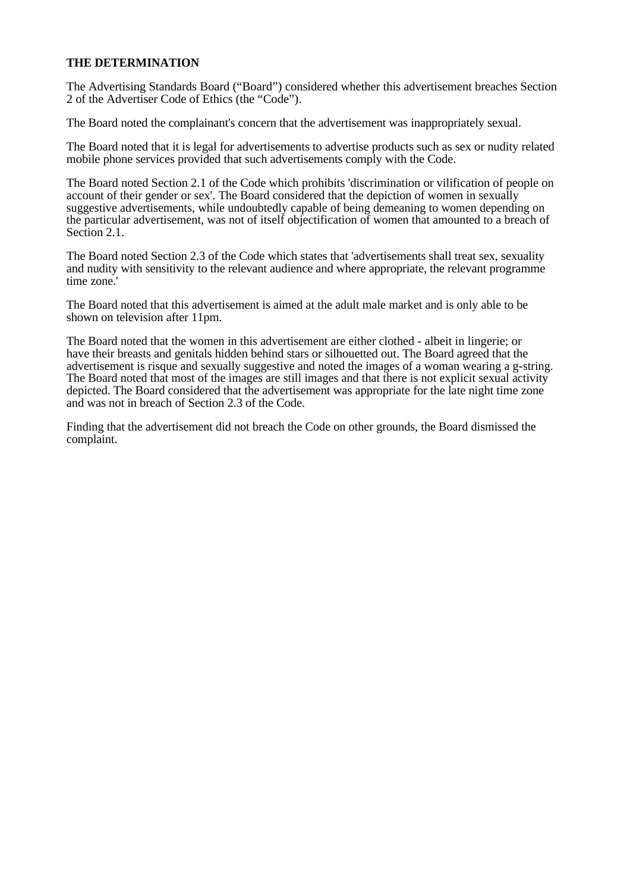**THE DETERMINATION**

The Advertising Standards Board ("Board") considered whether this advertisement breaches Section 2 of the Advertiser Code of Ethics (the "Code").

The Board noted the complainant's concern that the advertisement was inappropriately sexual.

The Board noted that it is legal for advertisements to advertise products such as sex or nudity related mobile phone services provided that such advertisements comply with the Code.

The Board noted Section 2.1 of the Code which prohibits 'discrimination or vilification of people on account of their gender or sex'. The Board considered that the depiction of women in sexually suggestive advertisements, while undoubtedly capable of being demeaning to women depending on the particular advertisement, was not of itself objectification of women that amounted to a breach of Section 2.1.

The Board noted Section 2.3 of the Code which states that 'advertisements shall treat sex, sexuality and nudity with sensitivity to the relevant audience and where appropriate, the relevant programme time zone.'

The Board noted that this advertisement is aimed at the adult male market and is only able to be shown on television after 11pm.

The Board noted that the women in this advertisement are either clothed - albeit in lingerie; or have their breasts and genitals hidden behind stars or silhouetted out. The Board agreed that the advertisement is risque and sexually suggestive and noted the images of a woman wearing a g-string. The Board noted that most of the images are still images and that there is not explicit sexual activity depicted. The Board considered that the advertisement was appropriate for the late night time zone and was not in breach of Section 2.3 of the Code.

Finding that the advertisement did not breach the Code on other grounds, the Board dismissed the complaint.